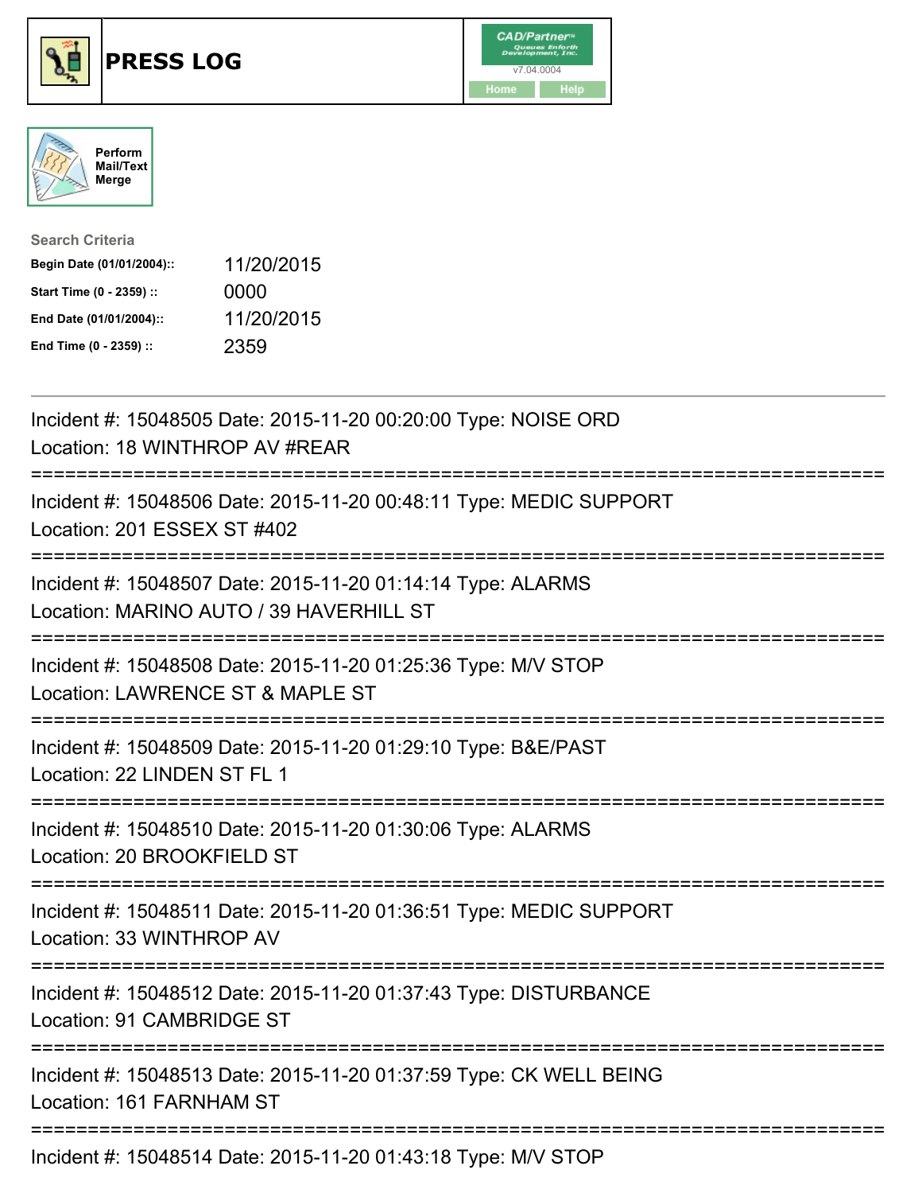# PRESS LOG

CAD/Partner™ v7.04.0004

Home Help

Perform Mail/Text Merge

**Search Criteria**

| | |
|---|---|
| **Begin Date (01/01/2004)::** | 11/20/2015 |
| **Start Time (0 - 2359) ::** | 0000 |
| **End Date (01/01/2004)::** | 11/20/2015 |
| **End Time (0 - 2359) ::** | 2359 |

---

Incident #: 15048505 Date: 2015-11-20 00:20:00 Type: NOISE ORD
Location: 18 WINTHROP AV #REAR

===========================================================================

Incident #: 15048506 Date: 2015-11-20 00:48:11 Type: MEDIC SUPPORT
Location: 201 ESSEX ST #402

===========================================================================

Incident #: 15048507 Date: 2015-11-20 01:14:14 Type: ALARMS
Location: MARINO AUTO / 39 HAVERHILL ST

===========================================================================

Incident #: 15048508 Date: 2015-11-20 01:25:36 Type: M/V STOP
Location: LAWRENCE ST & MAPLE ST

===========================================================================

Incident #: 15048509 Date: 2015-11-20 01:29:10 Type: B&E/PAST
Location: 22 LINDEN ST FL 1

===========================================================================

Incident #: 15048510 Date: 2015-11-20 01:30:06 Type: ALARMS
Location: 20 BROOKFIELD ST

===========================================================================

Incident #: 15048511 Date: 2015-11-20 01:36:51 Type: MEDIC SUPPORT
Location: 33 WINTHROP AV

===========================================================================

Incident #: 15048512 Date: 2015-11-20 01:37:43 Type: DISTURBANCE
Location: 91 CAMBRIDGE ST

===========================================================================

Incident #: 15048513 Date: 2015-11-20 01:37:59 Type: CK WELL BEING
Location: 161 FARNHAM ST

===========================================================================

Incident #: 15048514 Date: 2015-11-20 01:43:18 Type: M/V STOP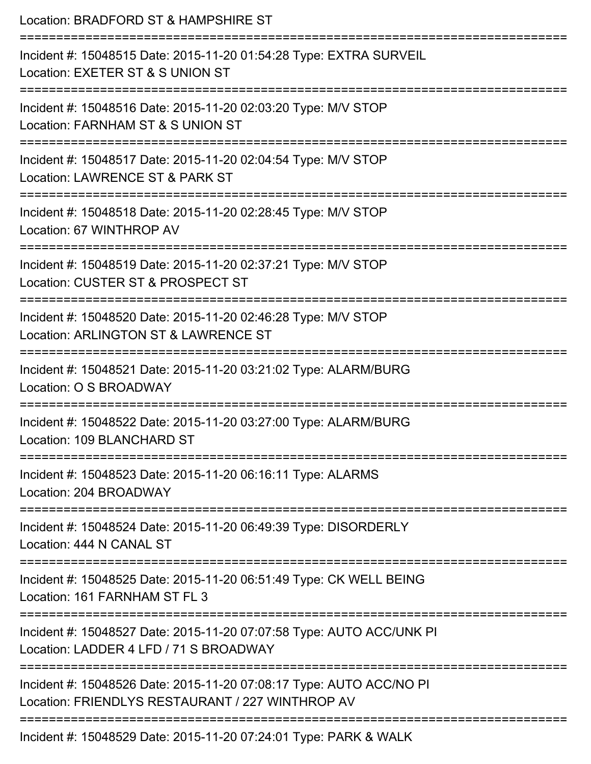Location: BRADFORD ST & HAMPSHIRE ST

===========================================================================

Incident #: 15048515 Date: 2015-11-20 01:54:28 Type: EXTRA SURVEIL
Location: EXETER ST & S UNION ST

===========================================================================

Incident #: 15048516 Date: 2015-11-20 02:03:20 Type: M/V STOP
Location: FARNHAM ST & S UNION ST

===========================================================================

Incident #: 15048517 Date: 2015-11-20 02:04:54 Type: M/V STOP
Location: LAWRENCE ST & PARK ST

===========================================================================

Incident #: 15048518 Date: 2015-11-20 02:28:45 Type: M/V STOP
Location: 67 WINTHROP AV

===========================================================================

Incident #: 15048519 Date: 2015-11-20 02:37:21 Type: M/V STOP
Location: CUSTER ST & PROSPECT ST

===========================================================================

Incident #: 15048520 Date: 2015-11-20 02:46:28 Type: M/V STOP
Location: ARLINGTON ST & LAWRENCE ST

===========================================================================

Incident #: 15048521 Date: 2015-11-20 03:21:02 Type: ALARM/BURG
Location: O S BROADWAY

===========================================================================

Incident #: 15048522 Date: 2015-11-20 03:27:00 Type: ALARM/BURG
Location: 109 BLANCHARD ST

===========================================================================

Incident #: 15048523 Date: 2015-11-20 06:16:11 Type: ALARMS
Location: 204 BROADWAY

===========================================================================

Incident #: 15048524 Date: 2015-11-20 06:49:39 Type: DISORDERLY
Location: 444 N CANAL ST

===========================================================================

Incident #: 15048525 Date: 2015-11-20 06:51:49 Type: CK WELL BEING
Location: 161 FARNHAM ST FL 3

===========================================================================

Incident #: 15048527 Date: 2015-11-20 07:07:58 Type: AUTO ACC/UNK PI
Location: LADDER 4 LFD / 71 S BROADWAY

===========================================================================

Incident #: 15048526 Date: 2015-11-20 07:08:17 Type: AUTO ACC/NO PI
Location: FRIENDLYS RESTAURANT / 227 WINTHROP AV

===========================================================================

Incident #: 15048529 Date: 2015-11-20 07:24:01 Type: PARK & WALK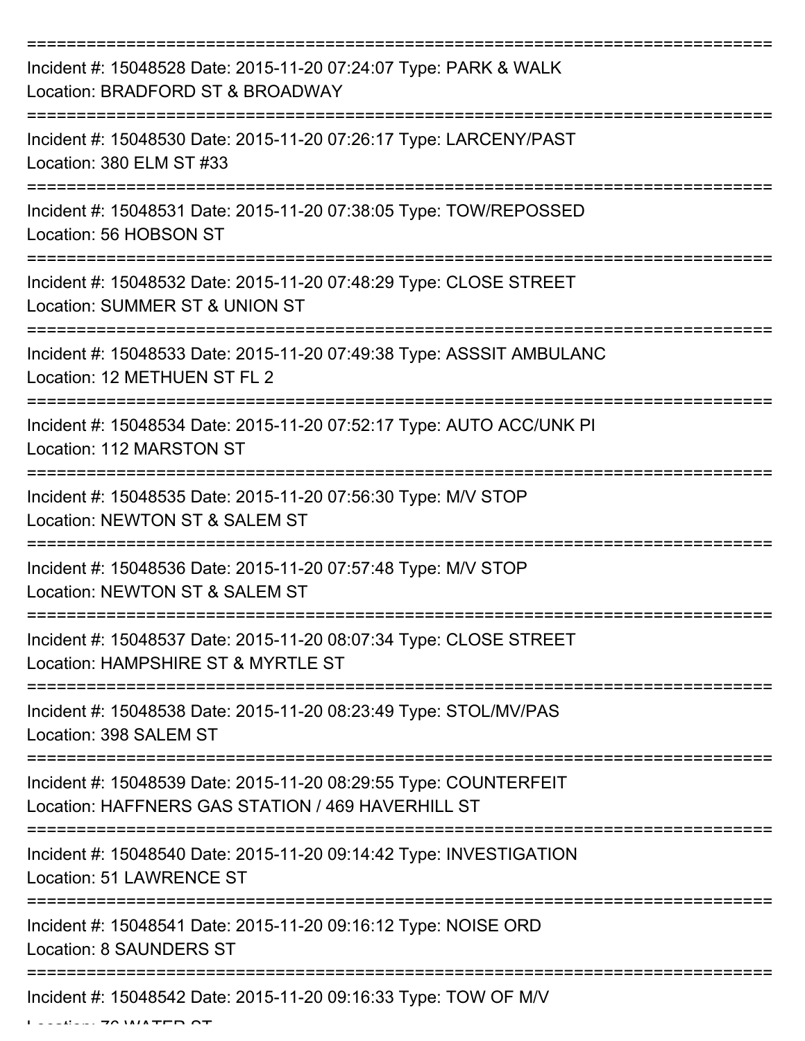===========================================================================

Incident #: 15048528 Date: 2015-11-20 07:24:07 Type: PARK & WALK
Location: BRADFORD ST & BROADWAY

===========================================================================

Incident #: 15048530 Date: 2015-11-20 07:26:17 Type: LARCENY/PAST
Location: 380 ELM ST #33

===========================================================================

Incident #: 15048531 Date: 2015-11-20 07:38:05 Type: TOW/REPOSSED
Location: 56 HOBSON ST

===========================================================================

Incident #: 15048532 Date: 2015-11-20 07:48:29 Type: CLOSE STREET
Location: SUMMER ST & UNION ST

===========================================================================

Incident #: 15048533 Date: 2015-11-20 07:49:38 Type: ASSSIT AMBULANC
Location: 12 METHUEN ST FL 2

===========================================================================

Incident #: 15048534 Date: 2015-11-20 07:52:17 Type: AUTO ACC/UNK PI
Location: 112 MARSTON ST

===========================================================================

Incident #: 15048535 Date: 2015-11-20 07:56:30 Type: M/V STOP
Location: NEWTON ST & SALEM ST

===========================================================================

Incident #: 15048536 Date: 2015-11-20 07:57:48 Type: M/V STOP
Location: NEWTON ST & SALEM ST

===========================================================================

Incident #: 15048537 Date: 2015-11-20 08:07:34 Type: CLOSE STREET
Location: HAMPSHIRE ST & MYRTLE ST

===========================================================================

Incident #: 15048538 Date: 2015-11-20 08:23:49 Type: STOL/MV/PAS
Location: 398 SALEM ST

===========================================================================

Incident #: 15048539 Date: 2015-11-20 08:29:55 Type: COUNTERFEIT
Location: HAFFNERS GAS STATION / 469 HAVERHILL ST

===========================================================================

Incident #: 15048540 Date: 2015-11-20 09:14:42 Type: INVESTIGATION
Location: 51 LAWRENCE ST

===========================================================================

Incident #: 15048541 Date: 2015-11-20 09:16:12 Type: NOISE ORD
Location: 8 SAUNDERS ST

===========================================================================

Incident #: 15048542 Date: 2015-11-20 09:16:33 Type: TOW OF M/V
Location: 76 WATER ST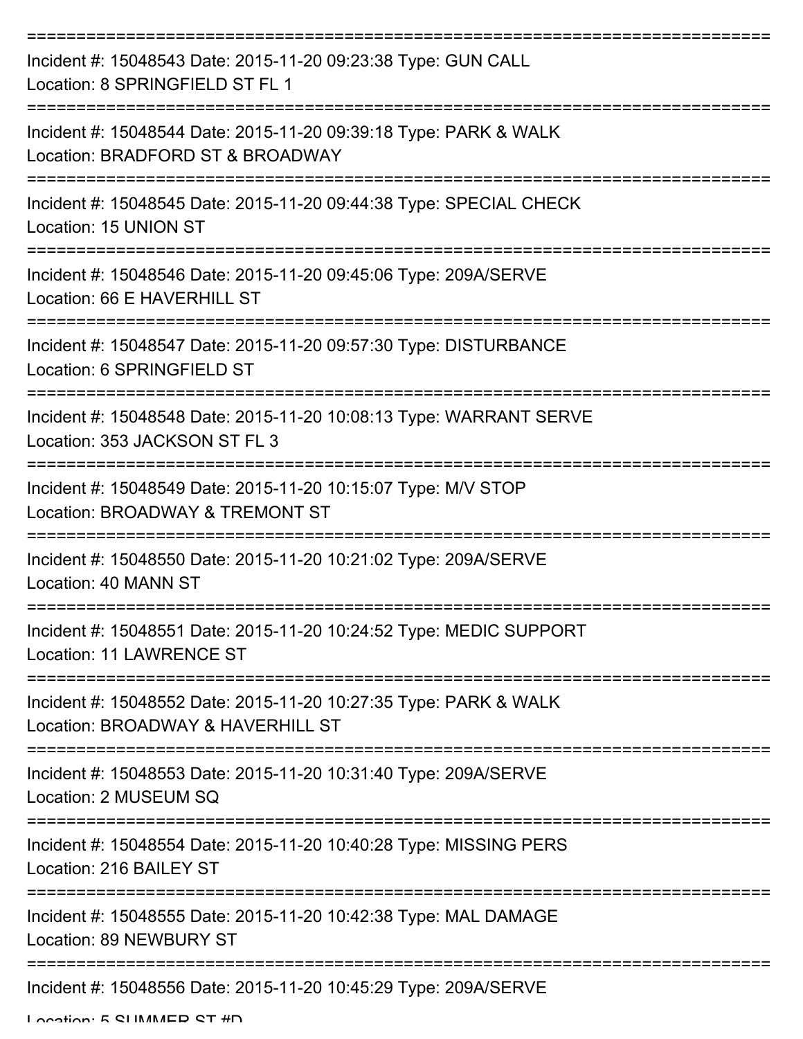===========================================================================

Incident #: 15048543 Date: 2015-11-20 09:23:38 Type: GUN CALL
Location: 8 SPRINGFIELD ST FL 1

===========================================================================

Incident #: 15048544 Date: 2015-11-20 09:39:18 Type: PARK & WALK
Location: BRADFORD ST & BROADWAY

===========================================================================

Incident #: 15048545 Date: 2015-11-20 09:44:38 Type: SPECIAL CHECK
Location: 15 UNION ST

===========================================================================

Incident #: 15048546 Date: 2015-11-20 09:45:06 Type: 209A/SERVE
Location: 66 E HAVERHILL ST

===========================================================================

Incident #: 15048547 Date: 2015-11-20 09:57:30 Type: DISTURBANCE
Location: 6 SPRINGFIELD ST

===========================================================================

Incident #: 15048548 Date: 2015-11-20 10:08:13 Type: WARRANT SERVE
Location: 353 JACKSON ST FL 3

===========================================================================

Incident #: 15048549 Date: 2015-11-20 10:15:07 Type: M/V STOP
Location: BROADWAY & TREMONT ST

===========================================================================

Incident #: 15048550 Date: 2015-11-20 10:21:02 Type: 209A/SERVE
Location: 40 MANN ST

===========================================================================

Incident #: 15048551 Date: 2015-11-20 10:24:52 Type: MEDIC SUPPORT
Location: 11 LAWRENCE ST

===========================================================================

Incident #: 15048552 Date: 2015-11-20 10:27:35 Type: PARK & WALK
Location: BROADWAY & HAVERHILL ST

===========================================================================

Incident #: 15048553 Date: 2015-11-20 10:31:40 Type: 209A/SERVE
Location: 2 MUSEUM SQ

===========================================================================

Incident #: 15048554 Date: 2015-11-20 10:40:28 Type: MISSING PERS
Location: 216 BAILEY ST

===========================================================================

Incident #: 15048555 Date: 2015-11-20 10:42:38 Type: MAL DAMAGE
Location: 89 NEWBURY ST

===========================================================================

Incident #: 15048556 Date: 2015-11-20 10:45:29 Type: 209A/SERVE
Location: 5 SUMMER ST #D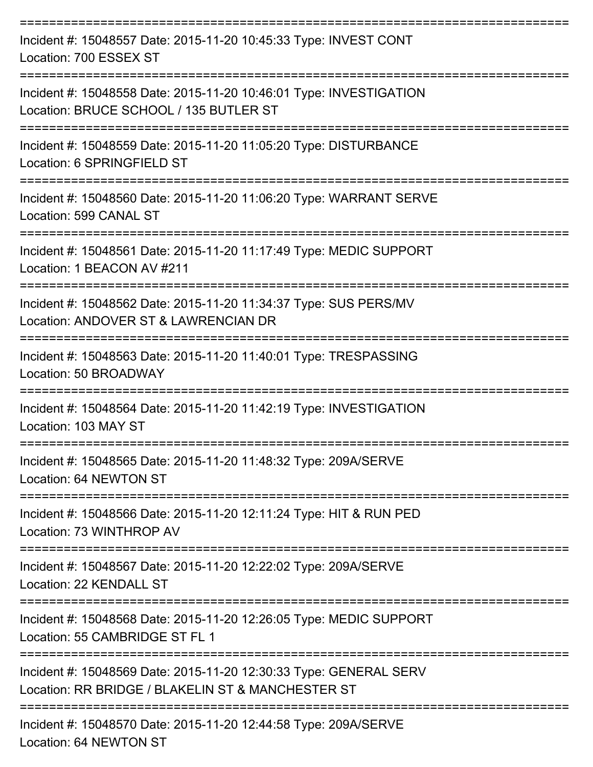===========================================================================

Incident #: 15048557 Date: 2015-11-20 10:45:33 Type: INVEST CONT
Location: 700 ESSEX ST

===========================================================================

Incident #: 15048558 Date: 2015-11-20 10:46:01 Type: INVESTIGATION
Location: BRUCE SCHOOL / 135 BUTLER ST

===========================================================================

Incident #: 15048559 Date: 2015-11-20 11:05:20 Type: DISTURBANCE
Location: 6 SPRINGFIELD ST

===========================================================================

Incident #: 15048560 Date: 2015-11-20 11:06:20 Type: WARRANT SERVE
Location: 599 CANAL ST

===========================================================================

Incident #: 15048561 Date: 2015-11-20 11:17:49 Type: MEDIC SUPPORT
Location: 1 BEACON AV #211

===========================================================================

Incident #: 15048562 Date: 2015-11-20 11:34:37 Type: SUS PERS/MV
Location: ANDOVER ST & LAWRENCIAN DR

===========================================================================

Incident #: 15048563 Date: 2015-11-20 11:40:01 Type: TRESPASSING
Location: 50 BROADWAY

===========================================================================

Incident #: 15048564 Date: 2015-11-20 11:42:19 Type: INVESTIGATION
Location: 103 MAY ST

===========================================================================

Incident #: 15048565 Date: 2015-11-20 11:48:32 Type: 209A/SERVE
Location: 64 NEWTON ST

===========================================================================

Incident #: 15048566 Date: 2015-11-20 12:11:24 Type: HIT & RUN PED
Location: 73 WINTHROP AV

===========================================================================

Incident #: 15048567 Date: 2015-11-20 12:22:02 Type: 209A/SERVE
Location: 22 KENDALL ST

===========================================================================

Incident #: 15048568 Date: 2015-11-20 12:26:05 Type: MEDIC SUPPORT
Location: 55 CAMBRIDGE ST FL 1

===========================================================================

Incident #: 15048569 Date: 2015-11-20 12:30:33 Type: GENERAL SERV
Location: RR BRIDGE / BLAKELIN ST & MANCHESTER ST

===========================================================================

Incident #: 15048570 Date: 2015-11-20 12:44:58 Type: 209A/SERVE
Location: 64 NEWTON ST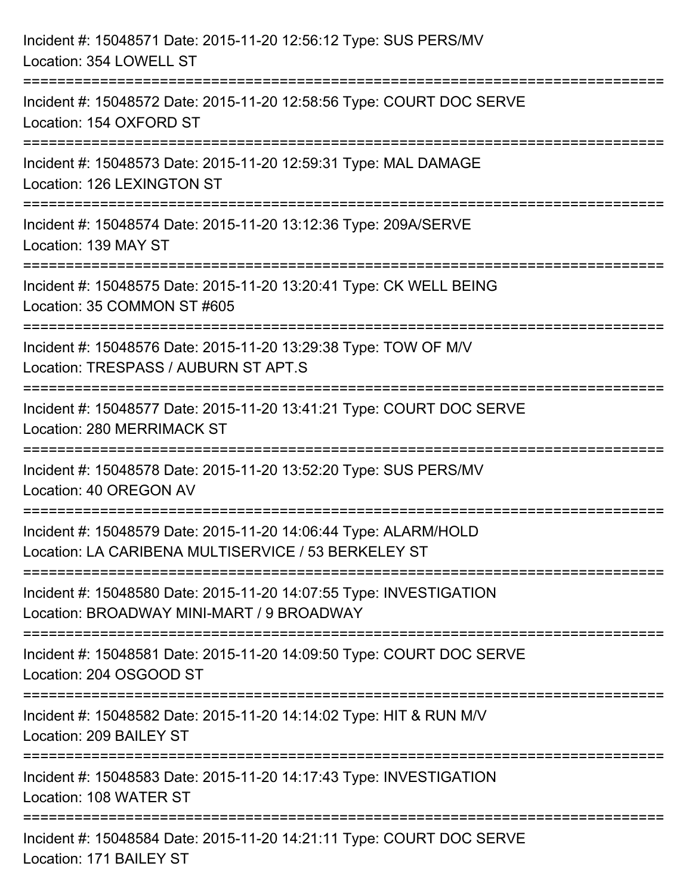Incident #: 15048571 Date: 2015-11-20 12:56:12 Type: SUS PERS/MV
Location: 354 LOWELL ST

===========================================================================

Incident #: 15048572 Date: 2015-11-20 12:58:56 Type: COURT DOC SERVE
Location: 154 OXFORD ST

===========================================================================

Incident #: 15048573 Date: 2015-11-20 12:59:31 Type: MAL DAMAGE
Location: 126 LEXINGTON ST

===========================================================================

Incident #: 15048574 Date: 2015-11-20 13:12:36 Type: 209A/SERVE
Location: 139 MAY ST

===========================================================================

Incident #: 15048575 Date: 2015-11-20 13:20:41 Type: CK WELL BEING
Location: 35 COMMON ST #605

===========================================================================

Incident #: 15048576 Date: 2015-11-20 13:29:38 Type: TOW OF M/V
Location: TRESPASS / AUBURN ST APT.S

===========================================================================

Incident #: 15048577 Date: 2015-11-20 13:41:21 Type: COURT DOC SERVE
Location: 280 MERRIMACK ST

===========================================================================

Incident #: 15048578 Date: 2015-11-20 13:52:20 Type: SUS PERS/MV
Location: 40 OREGON AV

===========================================================================

Incident #: 15048579 Date: 2015-11-20 14:06:44 Type: ALARM/HOLD
Location: LA CARIBENA MULTISERVICE / 53 BERKELEY ST

===========================================================================

Incident #: 15048580 Date: 2015-11-20 14:07:55 Type: INVESTIGATION
Location: BROADWAY MINI-MART / 9 BROADWAY

===========================================================================

Incident #: 15048581 Date: 2015-11-20 14:09:50 Type: COURT DOC SERVE
Location: 204 OSGOOD ST

===========================================================================

Incident #: 15048582 Date: 2015-11-20 14:14:02 Type: HIT & RUN M/V
Location: 209 BAILEY ST

===========================================================================

Incident #: 15048583 Date: 2015-11-20 14:17:43 Type: INVESTIGATION
Location: 108 WATER ST

===========================================================================

Incident #: 15048584 Date: 2015-11-20 14:21:11 Type: COURT DOC SERVE
Location: 171 BAILEY ST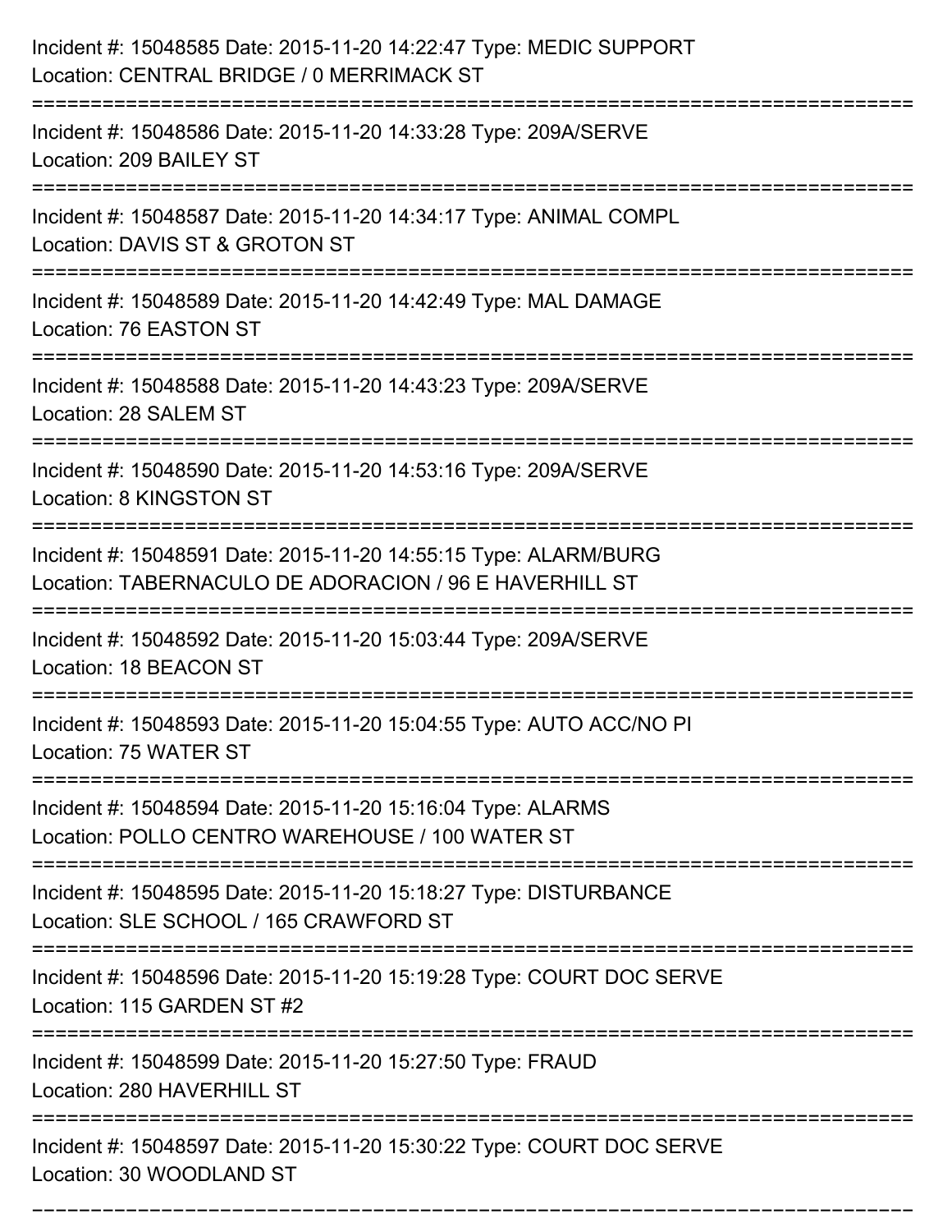Incident #: 15048585 Date: 2015-11-20 14:22:47 Type: MEDIC SUPPORT
Location: CENTRAL BRIDGE / 0 MERRIMACK ST

===========================================================================

Incident #: 15048586 Date: 2015-11-20 14:33:28 Type: 209A/SERVE
Location: 209 BAILEY ST

===========================================================================

Incident #: 15048587 Date: 2015-11-20 14:34:17 Type: ANIMAL COMPL
Location: DAVIS ST & GROTON ST

===========================================================================

Incident #: 15048589 Date: 2015-11-20 14:42:49 Type: MAL DAMAGE
Location: 76 EASTON ST

===========================================================================

Incident #: 15048588 Date: 2015-11-20 14:43:23 Type: 209A/SERVE
Location: 28 SALEM ST

===========================================================================

Incident #: 15048590 Date: 2015-11-20 14:53:16 Type: 209A/SERVE
Location: 8 KINGSTON ST

===========================================================================

Incident #: 15048591 Date: 2015-11-20 14:55:15 Type: ALARM/BURG
Location: TABERNACULO DE ADORACION / 96 E HAVERHILL ST

===========================================================================

Incident #: 15048592 Date: 2015-11-20 15:03:44 Type: 209A/SERVE
Location: 18 BEACON ST

===========================================================================

Incident #: 15048593 Date: 2015-11-20 15:04:55 Type: AUTO ACC/NO PI
Location: 75 WATER ST

===========================================================================

Incident #: 15048594 Date: 2015-11-20 15:16:04 Type: ALARMS
Location: POLLO CENTRO WAREHOUSE / 100 WATER ST

===========================================================================

Incident #: 15048595 Date: 2015-11-20 15:18:27 Type: DISTURBANCE
Location: SLE SCHOOL / 165 CRAWFORD ST

===========================================================================

Incident #: 15048596 Date: 2015-11-20 15:19:28 Type: COURT DOC SERVE
Location: 115 GARDEN ST #2

===========================================================================

Incident #: 15048599 Date: 2015-11-20 15:27:50 Type: FRAUD
Location: 280 HAVERHILL ST

===========================================================================

Incident #: 15048597 Date: 2015-11-20 15:30:22 Type: COURT DOC SERVE
Location: 30 WOODLAND ST

===========================================================================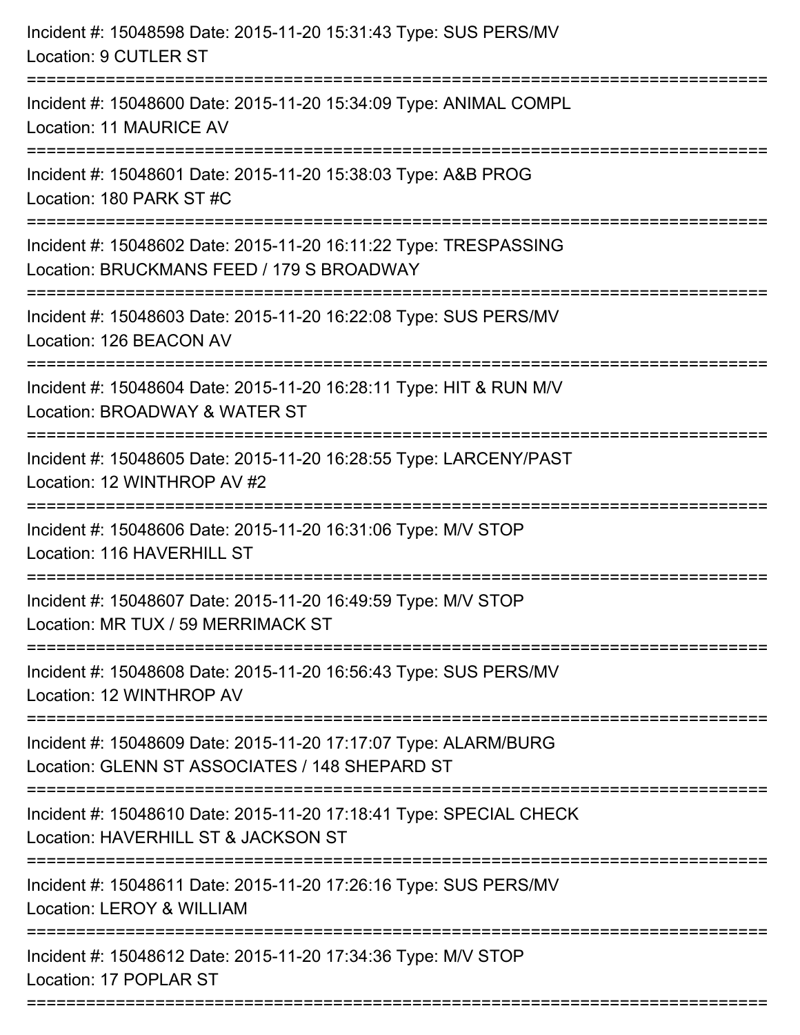Incident #: 15048598 Date: 2015-11-20 15:31:43 Type: SUS PERS/MV
Location: 9 CUTLER ST

===========================================================================

Incident #: 15048600 Date: 2015-11-20 15:34:09 Type: ANIMAL COMPL
Location: 11 MAURICE AV

===========================================================================

Incident #: 15048601 Date: 2015-11-20 15:38:03 Type: A&B PROG
Location: 180 PARK ST #C

===========================================================================

Incident #: 15048602 Date: 2015-11-20 16:11:22 Type: TRESPASSING
Location: BRUCKMANS FEED / 179 S BROADWAY

===========================================================================

Incident #: 15048603 Date: 2015-11-20 16:22:08 Type: SUS PERS/MV
Location: 126 BEACON AV

===========================================================================

Incident #: 15048604 Date: 2015-11-20 16:28:11 Type: HIT & RUN M/V
Location: BROADWAY & WATER ST

===========================================================================

Incident #: 15048605 Date: 2015-11-20 16:28:55 Type: LARCENY/PAST
Location: 12 WINTHROP AV #2

===========================================================================

Incident #: 15048606 Date: 2015-11-20 16:31:06 Type: M/V STOP
Location: 116 HAVERHILL ST

===========================================================================

Incident #: 15048607 Date: 2015-11-20 16:49:59 Type: M/V STOP
Location: MR TUX / 59 MERRIMACK ST

===========================================================================

Incident #: 15048608 Date: 2015-11-20 16:56:43 Type: SUS PERS/MV
Location: 12 WINTHROP AV

===========================================================================

Incident #: 15048609 Date: 2015-11-20 17:17:07 Type: ALARM/BURG
Location: GLENN ST ASSOCIATES / 148 SHEPARD ST

===========================================================================

Incident #: 15048610 Date: 2015-11-20 17:18:41 Type: SPECIAL CHECK
Location: HAVERHILL ST & JACKSON ST

===========================================================================

Incident #: 15048611 Date: 2015-11-20 17:26:16 Type: SUS PERS/MV
Location: LEROY & WILLIAM

===========================================================================

Incident #: 15048612 Date: 2015-11-20 17:34:36 Type: M/V STOP
Location: 17 POPLAR ST

===========================================================================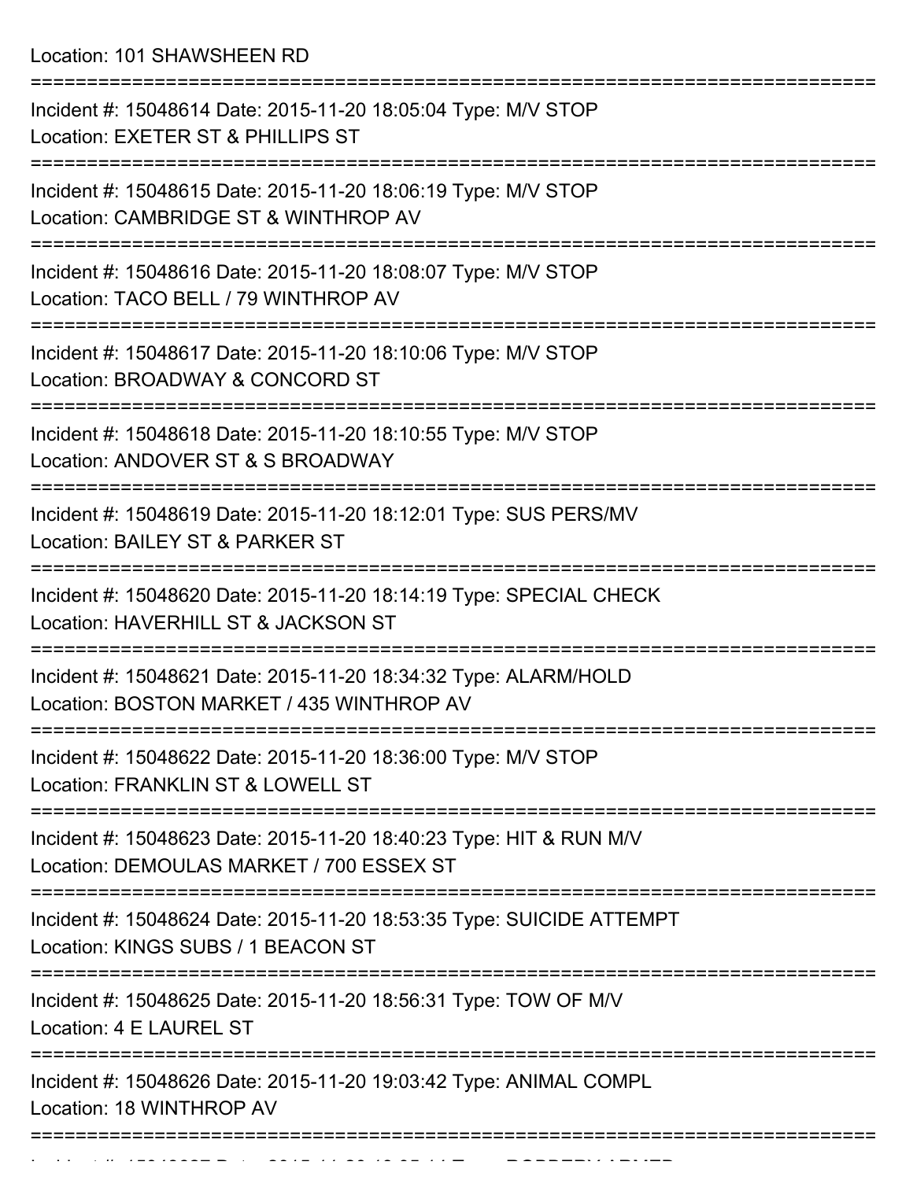Location: 101 SHAWSHEEN RD

===========================================================================

Incident #: 15048614 Date: 2015-11-20 18:05:04 Type: M/V STOP
Location: EXETER ST & PHILLIPS ST

===========================================================================

Incident #: 15048615 Date: 2015-11-20 18:06:19 Type: M/V STOP
Location: CAMBRIDGE ST & WINTHROP AV

===========================================================================

Incident #: 15048616 Date: 2015-11-20 18:08:07 Type: M/V STOP
Location: TACO BELL / 79 WINTHROP AV

===========================================================================

Incident #: 15048617 Date: 2015-11-20 18:10:06 Type: M/V STOP
Location: BROADWAY & CONCORD ST

===========================================================================

Incident #: 15048618 Date: 2015-11-20 18:10:55 Type: M/V STOP
Location: ANDOVER ST & S BROADWAY

===========================================================================

Incident #: 15048619 Date: 2015-11-20 18:12:01 Type: SUS PERS/MV
Location: BAILEY ST & PARKER ST

===========================================================================

Incident #: 15048620 Date: 2015-11-20 18:14:19 Type: SPECIAL CHECK
Location: HAVERHILL ST & JACKSON ST

===========================================================================

Incident #: 15048621 Date: 2015-11-20 18:34:32 Type: ALARM/HOLD
Location: BOSTON MARKET / 435 WINTHROP AV

===========================================================================

Incident #: 15048622 Date: 2015-11-20 18:36:00 Type: M/V STOP
Location: FRANKLIN ST & LOWELL ST

===========================================================================

Incident #: 15048623 Date: 2015-11-20 18:40:23 Type: HIT & RUN M/V
Location: DEMOULAS MARKET / 700 ESSEX ST

===========================================================================

Incident #: 15048624 Date: 2015-11-20 18:53:35 Type: SUICIDE ATTEMPT
Location: KINGS SUBS / 1 BEACON ST

===========================================================================

Incident #: 15048625 Date: 2015-11-20 18:56:31 Type: TOW OF M/V
Location: 4 E LAUREL ST

===========================================================================

Incident #: 15048626 Date: 2015-11-20 19:03:42 Type: ANIMAL COMPL
Location: 18 WINTHROP AV

===========================================================================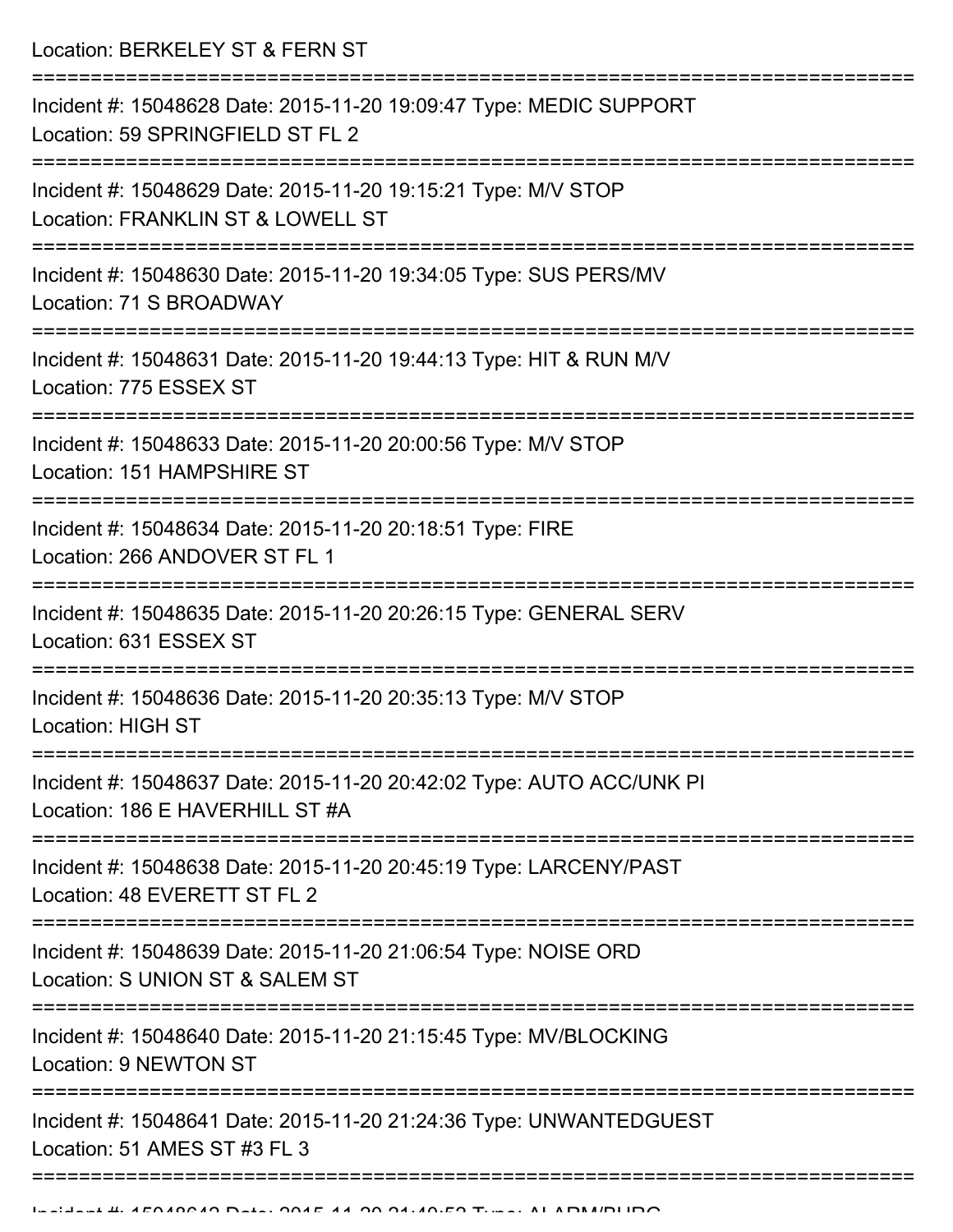Location: BERKELEY ST & FERN ST

===========================================================================

Incident #: 15048628 Date: 2015-11-20 19:09:47 Type: MEDIC SUPPORT
Location: 59 SPRINGFIELD ST FL 2

===========================================================================

Incident #: 15048629 Date: 2015-11-20 19:15:21 Type: M/V STOP
Location: FRANKLIN ST & LOWELL ST

===========================================================================

Incident #: 15048630 Date: 2015-11-20 19:34:05 Type: SUS PERS/MV
Location: 71 S BROADWAY

===========================================================================

Incident #: 15048631 Date: 2015-11-20 19:44:13 Type: HIT & RUN M/V
Location: 775 ESSEX ST

===========================================================================

Incident #: 15048633 Date: 2015-11-20 20:00:56 Type: M/V STOP
Location: 151 HAMPSHIRE ST

===========================================================================

Incident #: 15048634 Date: 2015-11-20 20:18:51 Type: FIRE
Location: 266 ANDOVER ST FL 1

===========================================================================

Incident #: 15048635 Date: 2015-11-20 20:26:15 Type: GENERAL SERV
Location: 631 ESSEX ST

===========================================================================

Incident #: 15048636 Date: 2015-11-20 20:35:13 Type: M/V STOP
Location: HIGH ST

===========================================================================

Incident #: 15048637 Date: 2015-11-20 20:42:02 Type: AUTO ACC/UNK PI
Location: 186 E HAVERHILL ST #A

===========================================================================

Incident #: 15048638 Date: 2015-11-20 20:45:19 Type: LARCENY/PAST
Location: 48 EVERETT ST FL 2

===========================================================================

Incident #: 15048639 Date: 2015-11-20 21:06:54 Type: NOISE ORD
Location: S UNION ST & SALEM ST

===========================================================================

Incident #: 15048640 Date: 2015-11-20 21:15:45 Type: MV/BLOCKING
Location: 9 NEWTON ST

===========================================================================

Incident #: 15048641 Date: 2015-11-20 21:24:36 Type: UNWANTEDGUEST
Location: 51 AMES ST #3 FL 3

===========================================================================

Incident #: 15048642 Date: 2015-11-20 21:40:52 Type: ALARM/BURG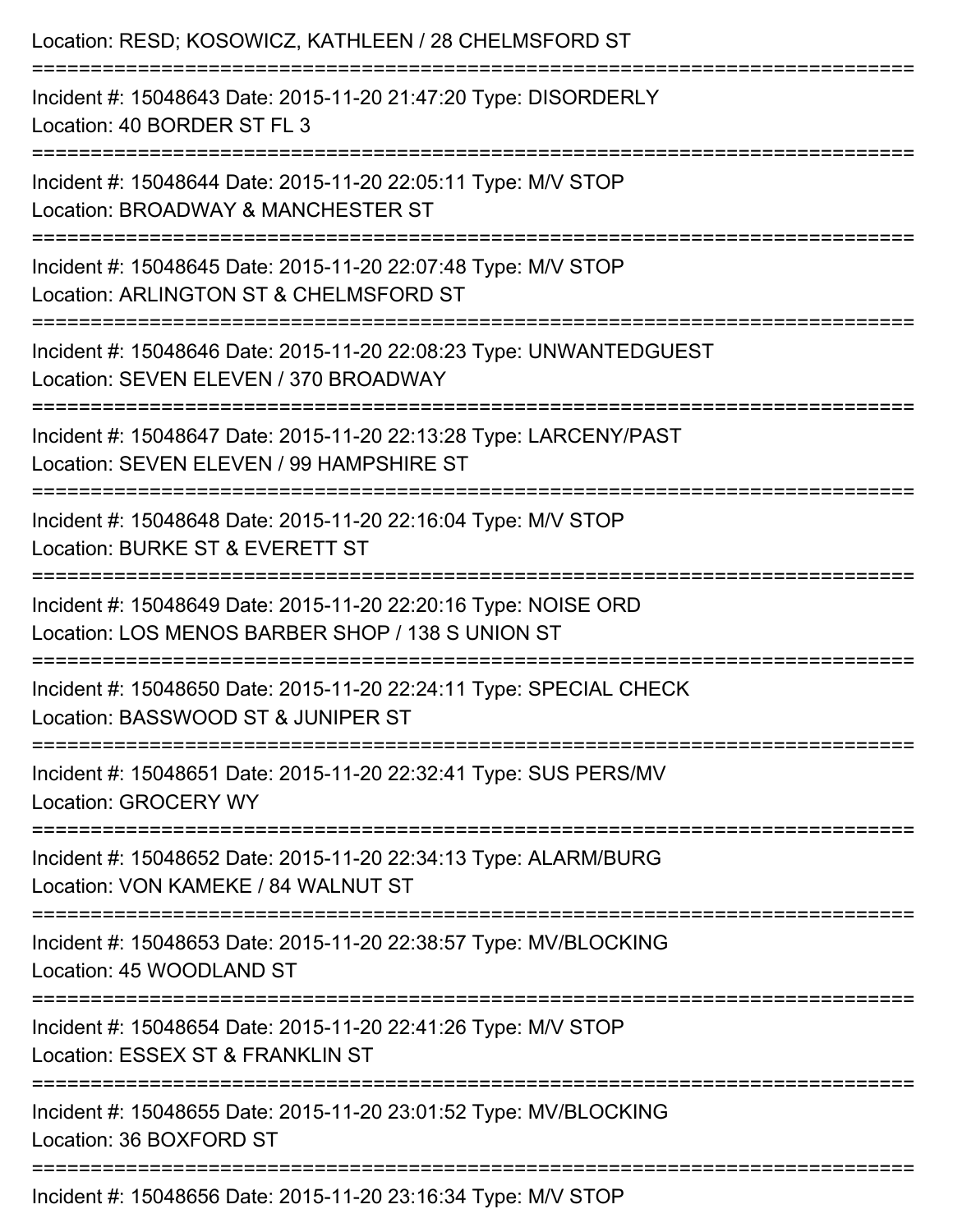Location: RESD; KOSOWICZ, KATHLEEN / 28 CHELMSFORD ST

===========================================================================

Incident #: 15048643 Date: 2015-11-20 21:47:20 Type: DISORDERLY
Location: 40 BORDER ST FL 3

===========================================================================

Incident #: 15048644 Date: 2015-11-20 22:05:11 Type: M/V STOP
Location: BROADWAY & MANCHESTER ST

===========================================================================

Incident #: 15048645 Date: 2015-11-20 22:07:48 Type: M/V STOP
Location: ARLINGTON ST & CHELMSFORD ST

===========================================================================

Incident #: 15048646 Date: 2015-11-20 22:08:23 Type: UNWANTEDGUEST
Location: SEVEN ELEVEN / 370 BROADWAY

===========================================================================

Incident #: 15048647 Date: 2015-11-20 22:13:28 Type: LARCENY/PAST
Location: SEVEN ELEVEN / 99 HAMPSHIRE ST

===========================================================================

Incident #: 15048648 Date: 2015-11-20 22:16:04 Type: M/V STOP
Location: BURKE ST & EVERETT ST

===========================================================================

Incident #: 15048649 Date: 2015-11-20 22:20:16 Type: NOISE ORD
Location: LOS MENOS BARBER SHOP / 138 S UNION ST

===========================================================================

Incident #: 15048650 Date: 2015-11-20 22:24:11 Type: SPECIAL CHECK
Location: BASSWOOD ST & JUNIPER ST

===========================================================================

Incident #: 15048651 Date: 2015-11-20 22:32:41 Type: SUS PERS/MV
Location: GROCERY WY

===========================================================================

Incident #: 15048652 Date: 2015-11-20 22:34:13 Type: ALARM/BURG
Location: VON KAMEKE / 84 WALNUT ST

===========================================================================

Incident #: 15048653 Date: 2015-11-20 22:38:57 Type: MV/BLOCKING
Location: 45 WOODLAND ST

===========================================================================

Incident #: 15048654 Date: 2015-11-20 22:41:26 Type: M/V STOP
Location: ESSEX ST & FRANKLIN ST

===========================================================================

Incident #: 15048655 Date: 2015-11-20 23:01:52 Type: MV/BLOCKING
Location: 36 BOXFORD ST

===========================================================================

Incident #: 15048656 Date: 2015-11-20 23:16:34 Type: M/V STOP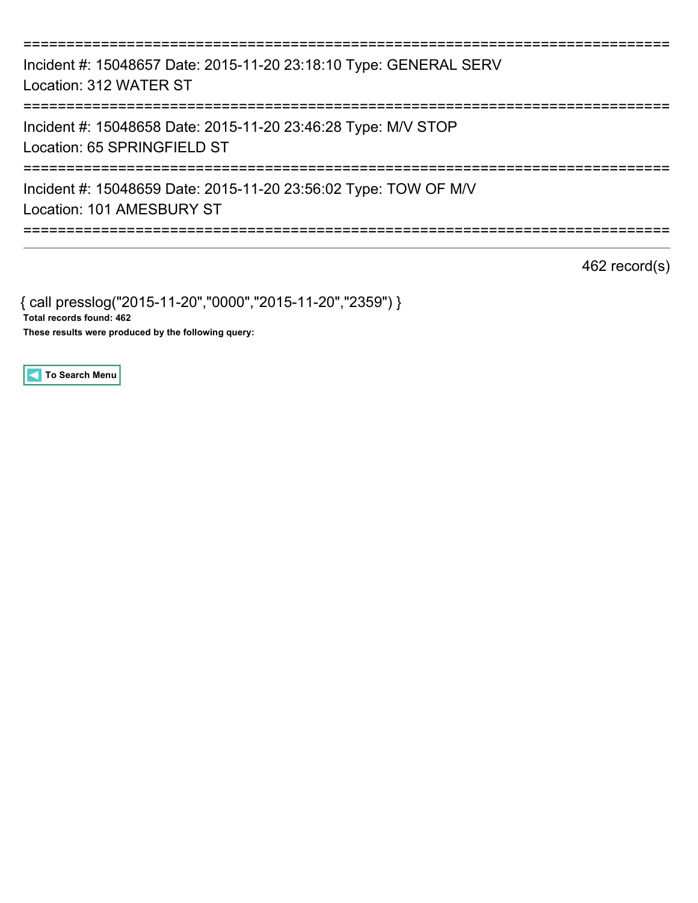===========================================================================

Incident #: 15048657 Date: 2015-11-20 23:18:10 Type: GENERAL SERV
Location: 312 WATER ST

===========================================================================

Incident #: 15048658 Date: 2015-11-20 23:46:28 Type: M/V STOP
Location: 65 SPRINGFIELD ST

===========================================================================

Incident #: 15048659 Date: 2015-11-20 23:56:02 Type: TOW OF M/V
Location: 101 AMESBURY ST

===========================================================================

462 record(s)

{ call presslog("2015-11-20","0000","2015-11-20","2359") }

**Total records found: 462**

**These results were produced by the following query:**

**To Search Menu**